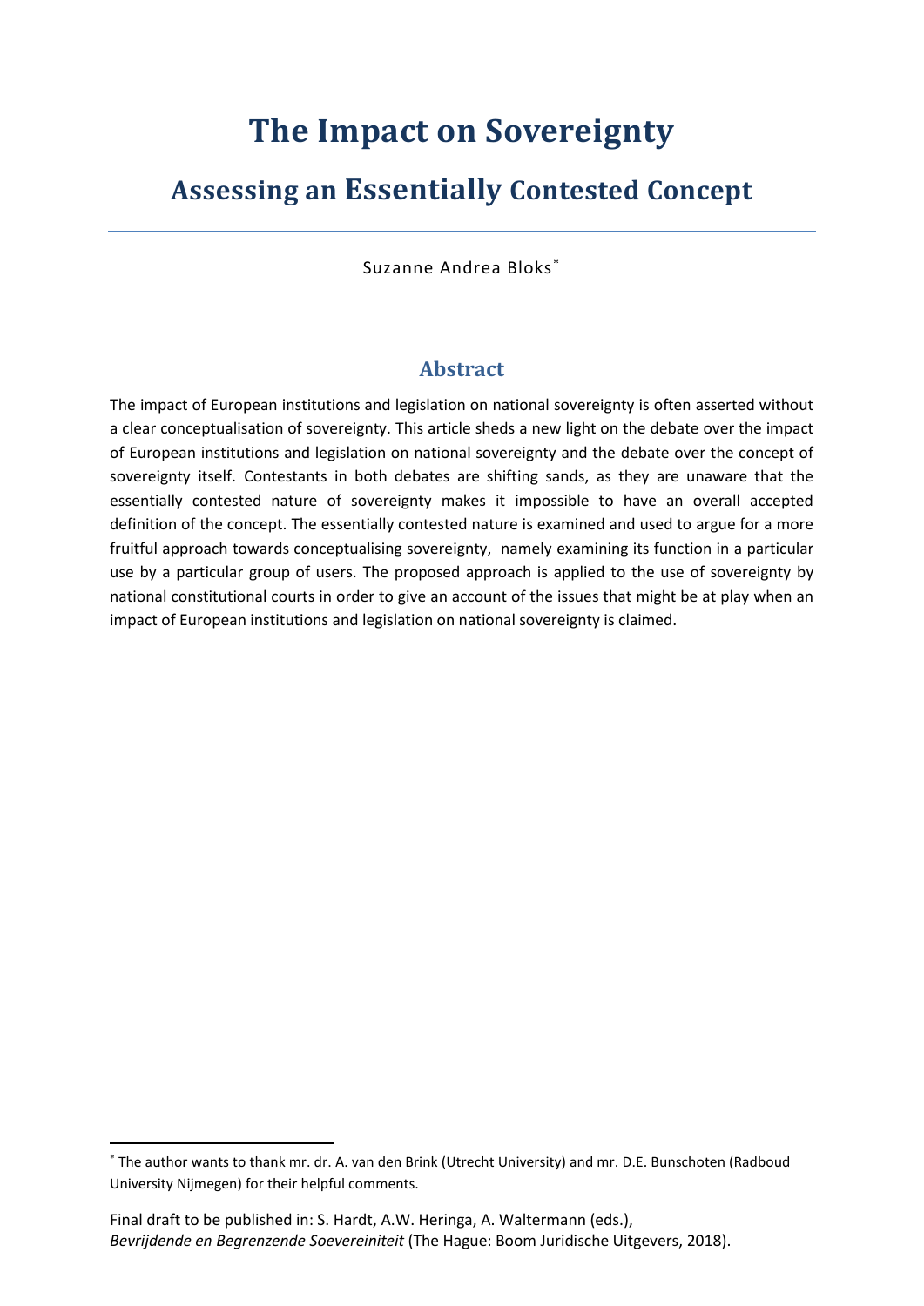# The Impact on Sovereignty

## Assessing an Essentially Contested Concept

Suzanne Andrea Bloks[*]

### Abstract

The impact of European institutions and legislation on national sovereignty is often asserted without a clear conceptualisation of sovereignty. This article sheds a new light on the debate over the impact of European institutions and legislation on national sovereignty and the debate over the concept of sovereignty itself. Contestants in both debates are shifting sands, as they are unaware that the essentially contested nature of sovereignty makes it impossible to have an overall accepted definition of the concept. The essentially contested nature is examined and used to argue for a more fruitful approach towards conceptualising sovereignty, namely examining its function in a particular use by a particular group of users. The proposed approach is applied to the use of sovereignty by national constitutional courts in order to give an account of the issues that might be at play when an impact of European institutions and legislation on national sovereignty is claimed.

---

[*] The author wants to thank mr. dr. A. van den Brink (Utrecht University) and mr. D.E. Bunschoten (Radboud University Nijmegen) for their helpful comments.

Final draft to be published in: S. Hardt, A.W. Heringa, A. Waltermann (eds.), *Bevrijdende en Begrenzende Soevereiniteit* (The Hague: Boom Juridische Uitgevers, 2018).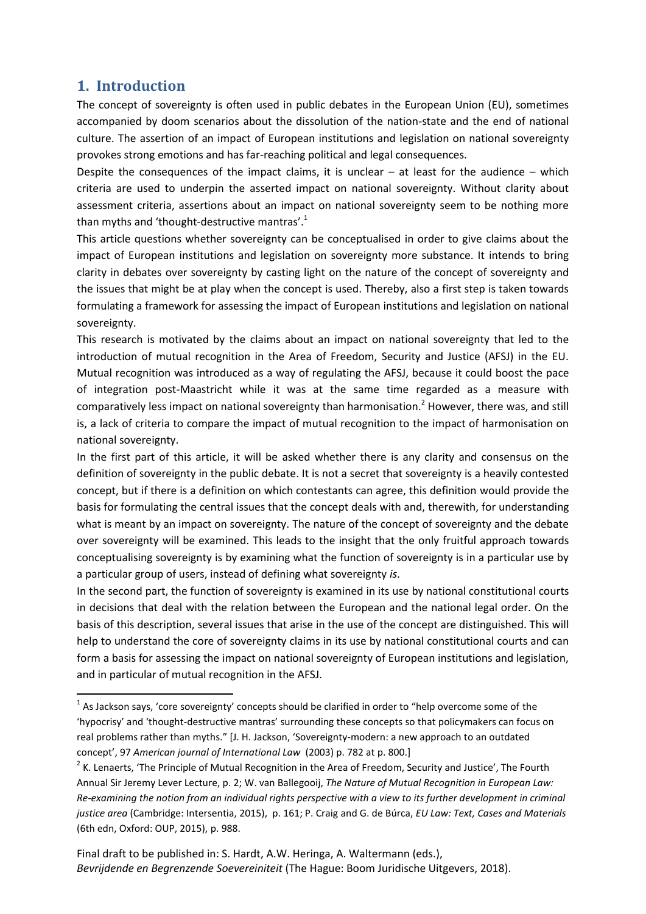## 1. Introduction

The concept of sovereignty is often used in public debates in the European Union (EU), sometimes accompanied by doom scenarios about the dissolution of the nation-state and the end of national culture. The assertion of an impact of European institutions and legislation on national sovereignty provokes strong emotions and has far-reaching political and legal consequences.

Despite the consequences of the impact claims, it is unclear – at least for the audience – which criteria are used to underpin the asserted impact on national sovereignty. Without clarity about assessment criteria, assertions about an impact on national sovereignty seem to be nothing more than myths and 'thought-destructive mantras'.[1]

This article questions whether sovereignty can be conceptualised in order to give claims about the impact of European institutions and legislation on sovereignty more substance. It intends to bring clarity in debates over sovereignty by casting light on the nature of the concept of sovereignty and the issues that might be at play when the concept is used. Thereby, also a first step is taken towards formulating a framework for assessing the impact of European institutions and legislation on national sovereignty.

This research is motivated by the claims about an impact on national sovereignty that led to the introduction of mutual recognition in the Area of Freedom, Security and Justice (AFSJ) in the EU. Mutual recognition was introduced as a way of regulating the AFSJ, because it could boost the pace of integration post-Maastricht while it was at the same time regarded as a measure with comparatively less impact on national sovereignty than harmonisation.[2] However, there was, and still is, a lack of criteria to compare the impact of mutual recognition to the impact of harmonisation on national sovereignty.

In the first part of this article, it will be asked whether there is any clarity and consensus on the definition of sovereignty in the public debate. It is not a secret that sovereignty is a heavily contested concept, but if there is a definition on which contestants can agree, this definition would provide the basis for formulating the central issues that the concept deals with and, therewith, for understanding what is meant by an impact on sovereignty. The nature of the concept of sovereignty and the debate over sovereignty will be examined. This leads to the insight that the only fruitful approach towards conceptualising sovereignty is by examining what the function of sovereignty is in a particular use by a particular group of users, instead of defining what sovereignty *is*.

In the second part, the function of sovereignty is examined in its use by national constitutional courts in decisions that deal with the relation between the European and the national legal order. On the basis of this description, several issues that arise in the use of the concept are distinguished. This will help to understand the core of sovereignty claims in its use by national constitutional courts and can form a basis for assessing the impact on national sovereignty of European institutions and legislation, and in particular of mutual recognition in the AFSJ.

---

[1] As Jackson says, 'core sovereignty' concepts should be clarified in order to "help overcome some of the 'hypocrisy' and 'thought-destructive mantras' surrounding these concepts so that policymakers can focus on real problems rather than myths." [J. H. Jackson, 'Sovereignty-modern: a new approach to an outdated concept', 97 *American journal of International Law* (2003) p. 782 at p. 800.]

[2] K. Lenaerts, 'The Principle of Mutual Recognition in the Area of Freedom, Security and Justice', The Fourth Annual Sir Jeremy Lever Lecture, p. 2; W. van Ballegooij, *The Nature of Mutual Recognition in European Law: Re-examining the notion from an individual rights perspective with a view to its further development in criminal justice area* (Cambridge: Intersentia, 2015), p. 161; P. Craig and G. de Búrca, *EU Law: Text, Cases and Materials* (6th edn, Oxford: OUP, 2015), p. 988.

Final draft to be published in: S. Hardt, A.W. Heringa, A. Waltermann (eds.), *Bevrijdende en Begrenzende Soevereiniteit* (The Hague: Boom Juridische Uitgevers, 2018).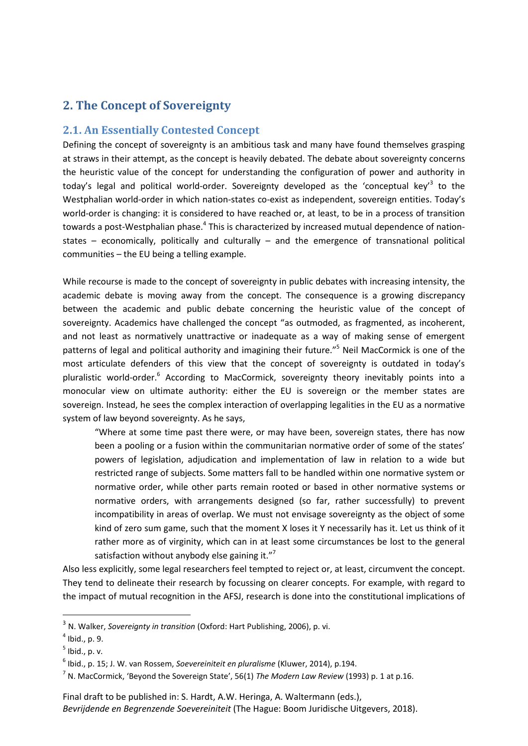## 2. The Concept of Sovereignty

### 2.1. An Essentially Contested Concept

Defining the concept of sovereignty is an ambitious task and many have found themselves grasping at straws in their attempt, as the concept is heavily debated. The debate about sovereignty concerns the heuristic value of the concept for understanding the configuration of power and authority in today's legal and political world-order. Sovereignty developed as the 'conceptual key'[3] to the Westphalian world-order in which nation-states co-exist as independent, sovereign entities. Today's world-order is changing: it is considered to have reached or, at least, to be in a process of transition towards a post-Westphalian phase.[4] This is characterized by increased mutual dependence of nation-states – economically, politically and culturally – and the emergence of transnational political communities – the EU being a telling example.

While recourse is made to the concept of sovereignty in public debates with increasing intensity, the academic debate is moving away from the concept. The consequence is a growing discrepancy between the academic and public debate concerning the heuristic value of the concept of sovereignty. Academics have challenged the concept "as outmoded, as fragmented, as incoherent, and not least as normatively unattractive or inadequate as a way of making sense of emergent patterns of legal and political authority and imagining their future."[5] Neil MacCormick is one of the most articulate defenders of this view that the concept of sovereignty is outdated in today's pluralistic world-order.[6] According to MacCormick, sovereignty theory inevitably points into a monocular view on ultimate authority: either the EU is sovereign or the member states are sovereign. Instead, he sees the complex interaction of overlapping legalities in the EU as a normative system of law beyond sovereignty. As he says,

> "Where at some time past there were, or may have been, sovereign states, there has now been a pooling or a fusion within the communitarian normative order of some of the states' powers of legislation, adjudication and implementation of law in relation to a wide but restricted range of subjects. Some matters fall to be handled within one normative system or normative order, while other parts remain rooted or based in other normative systems or normative orders, with arrangements designed (so far, rather successfully) to prevent incompatibility in areas of overlap. We must not envisage sovereignty as the object of some kind of zero sum game, such that the moment X loses it Y necessarily has it. Let us think of it rather more as of virginity, which can in at least some circumstances be lost to the general satisfaction without anybody else gaining it."[7]

Also less explicitly, some legal researchers feel tempted to reject or, at least, circumvent the concept. They tend to delineate their research by focussing on clearer concepts. For example, with regard to the impact of mutual recognition in the AFSJ, research is done into the constitutional implications of

---

[3] N. Walker, *Sovereignty in transition* (Oxford: Hart Publishing, 2006), p. vi.

[4] Ibid., p. 9.

[5] Ibid., p. v.

[6] Ibid., p. 15; J. W. van Rossem, *Soevereiniteit en pluralisme* (Kluwer, 2014), p.194.

[7] N. MacCormick, 'Beyond the Sovereign State', 56(1) *The Modern Law Review* (1993) p. 1 at p.16.

Final draft to be published in: S. Hardt, A.W. Heringa, A. Waltermann (eds.), *Bevrijdende en Begrenzende Soevereiniteit* (The Hague: Boom Juridische Uitgevers, 2018).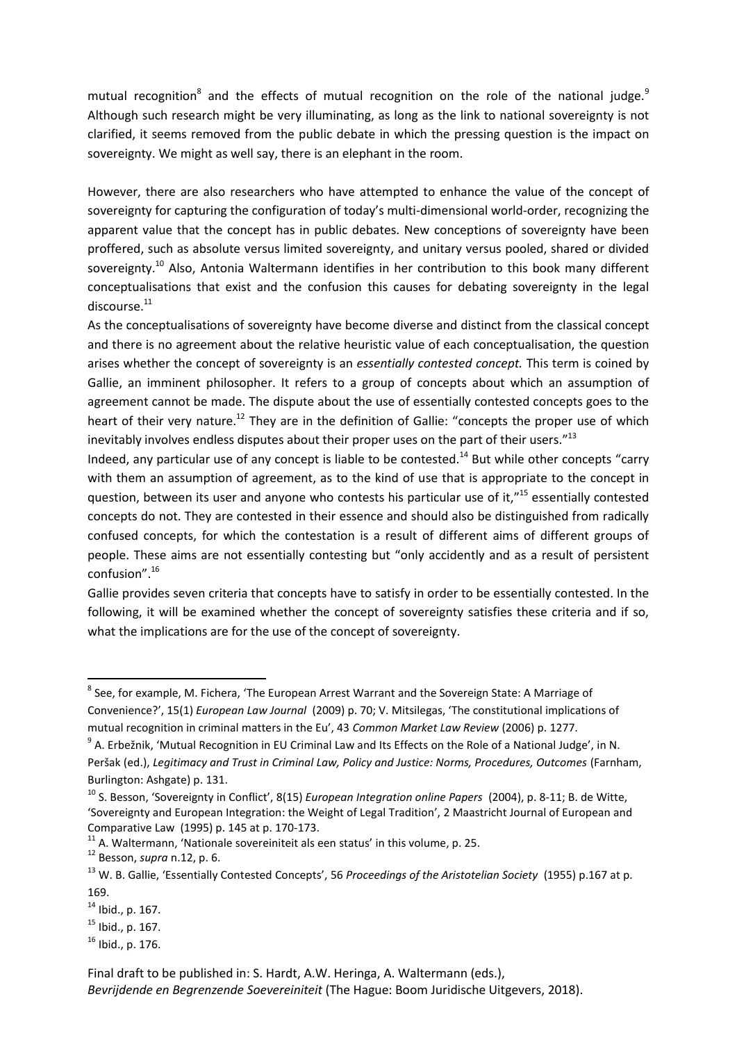mutual recognition[8] and the effects of mutual recognition on the role of the national judge.[9] Although such research might be very illuminating, as long as the link to national sovereignty is not clarified, it seems removed from the public debate in which the pressing question is the impact on sovereignty. We might as well say, there is an elephant in the room.

However, there are also researchers who have attempted to enhance the value of the concept of sovereignty for capturing the configuration of today's multi-dimensional world-order, recognizing the apparent value that the concept has in public debates. New conceptions of sovereignty have been proffered, such as absolute versus limited sovereignty, and unitary versus pooled, shared or divided sovereignty.[10] Also, Antonia Waltermann identifies in her contribution to this book many different conceptualisations that exist and the confusion this causes for debating sovereignty in the legal discourse.[11]

As the conceptualisations of sovereignty have become diverse and distinct from the classical concept and there is no agreement about the relative heuristic value of each conceptualisation, the question arises whether the concept of sovereignty is an *essentially contested concept.* This term is coined by Gallie, an imminent philosopher. It refers to a group of concepts about which an assumption of agreement cannot be made. The dispute about the use of essentially contested concepts goes to the heart of their very nature.[12] They are in the definition of Gallie: "concepts the proper use of which inevitably involves endless disputes about their proper uses on the part of their users."[13]

Indeed, any particular use of any concept is liable to be contested.[14] But while other concepts "carry with them an assumption of agreement, as to the kind of use that is appropriate to the concept in question, between its user and anyone who contests his particular use of it,"[15] essentially contested concepts do not. They are contested in their essence and should also be distinguished from radically confused concepts, for which the contestation is a result of different aims of different groups of people. These aims are not essentially contesting but "only accidently and as a result of persistent confusion".[16]

Gallie provides seven criteria that concepts have to satisfy in order to be essentially contested. In the following, it will be examined whether the concept of sovereignty satisfies these criteria and if so, what the implications are for the use of the concept of sovereignty.

---

[8] See, for example, M. Fichera, 'The European Arrest Warrant and the Sovereign State: A Marriage of Convenience?', 15(1) *European Law Journal* (2009) p. 70; V. Mitsilegas, 'The constitutional implications of mutual recognition in criminal matters in the Eu', 43 *Common Market Law Review* (2006) p. 1277.

[9] A. Erbežnik, 'Mutual Recognition in EU Criminal Law and Its Effects on the Role of a National Judge', in N. Peršak (ed.), *Legitimacy and Trust in Criminal Law, Policy and Justice: Norms, Procedures, Outcomes* (Farnham, Burlington: Ashgate) p. 131.

[10] S. Besson, 'Sovereignty in Conflict', 8(15) *European Integration online Papers* (2004), p. 8-11; B. de Witte, 'Sovereignty and European Integration: the Weight of Legal Tradition', 2 Maastricht Journal of European and Comparative Law (1995) p. 145 at p. 170-173.

[11] A. Waltermann, 'Nationale soevereiniteit als een status' in this volume, p. 25.

[12] Besson, *supra* n.12, p. 6.

[13] W. B. Gallie, 'Essentially Contested Concepts', 56 *Proceedings of the Aristotelian Society* (1955) p.167 at p. 169.

[14] Ibid., p. 167.

[15] Ibid., p. 167.

[16] Ibid., p. 176.

Final draft to be published in: S. Hardt, A.W. Heringa, A. Waltermann (eds.), *Bevrijdende en Begrenzende Soevereiniteit* (The Hague: Boom Juridische Uitgevers, 2018).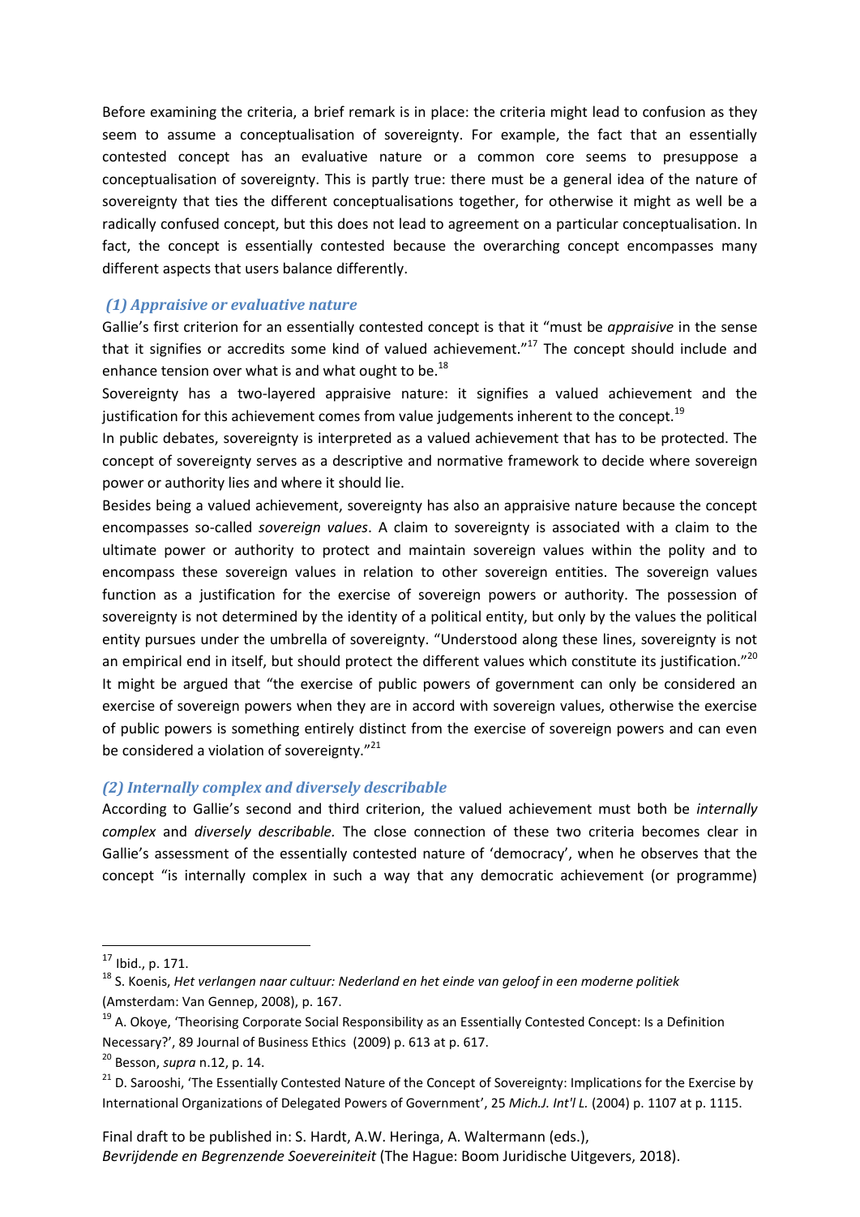Before examining the criteria, a brief remark is in place: the criteria might lead to confusion as they seem to assume a conceptualisation of sovereignty. For example, the fact that an essentially contested concept has an evaluative nature or a common core seems to presuppose a conceptualisation of sovereignty. This is partly true: there must be a general idea of the nature of sovereignty that ties the different conceptualisations together, for otherwise it might as well be a radically confused concept, but this does not lead to agreement on a particular conceptualisation. In fact, the concept is essentially contested because the overarching concept encompasses many different aspects that users balance differently.

### *(1) Appraisive or evaluative nature*

Gallie's first criterion for an essentially contested concept is that it "must be *appraisive* in the sense that it signifies or accredits some kind of valued achievement."[17] The concept should include and enhance tension over what is and what ought to be.[18]

Sovereignty has a two-layered appraisive nature: it signifies a valued achievement and the justification for this achievement comes from value judgements inherent to the concept.[19]

In public debates, sovereignty is interpreted as a valued achievement that has to be protected. The concept of sovereignty serves as a descriptive and normative framework to decide where sovereign power or authority lies and where it should lie.

Besides being a valued achievement, sovereignty has also an appraisive nature because the concept encompasses so-called *sovereign values*. A claim to sovereignty is associated with a claim to the ultimate power or authority to protect and maintain sovereign values within the polity and to encompass these sovereign values in relation to other sovereign entities. The sovereign values function as a justification for the exercise of sovereign powers or authority. The possession of sovereignty is not determined by the identity of a political entity, but only by the values the political entity pursues under the umbrella of sovereignty. "Understood along these lines, sovereignty is not an empirical end in itself, but should protect the different values which constitute its justification."[20]

It might be argued that "the exercise of public powers of government can only be considered an exercise of sovereign powers when they are in accord with sovereign values, otherwise the exercise of public powers is something entirely distinct from the exercise of sovereign powers and can even be considered a violation of sovereignty."[21]

### *(2) Internally complex and diversely describable*

According to Gallie's second and third criterion, the valued achievement must both be *internally complex* and *diversely describable.* The close connection of these two criteria becomes clear in Gallie's assessment of the essentially contested nature of 'democracy', when he observes that the concept "is internally complex in such a way that any democratic achievement (or programme)

---

[17] Ibid., p. 171.

[18] S. Koenis, *Het verlangen naar cultuur: Nederland en het einde van geloof in een moderne politiek* (Amsterdam: Van Gennep, 2008), p. 167.

[19] A. Okoye, 'Theorising Corporate Social Responsibility as an Essentially Contested Concept: Is a Definition Necessary?', 89 Journal of Business Ethics (2009) p. 613 at p. 617.

[20] Besson, *supra* n.12, p. 14.

[21] D. Sarooshi, 'The Essentially Contested Nature of the Concept of Sovereignty: Implications for the Exercise by International Organizations of Delegated Powers of Government', 25 *Mich.J. Int'l L.* (2004) p. 1107 at p. 1115.

Final draft to be published in: S. Hardt, A.W. Heringa, A. Waltermann (eds.), *Bevrijdende en Begrenzende Soevereiniteit* (The Hague: Boom Juridische Uitgevers, 2018).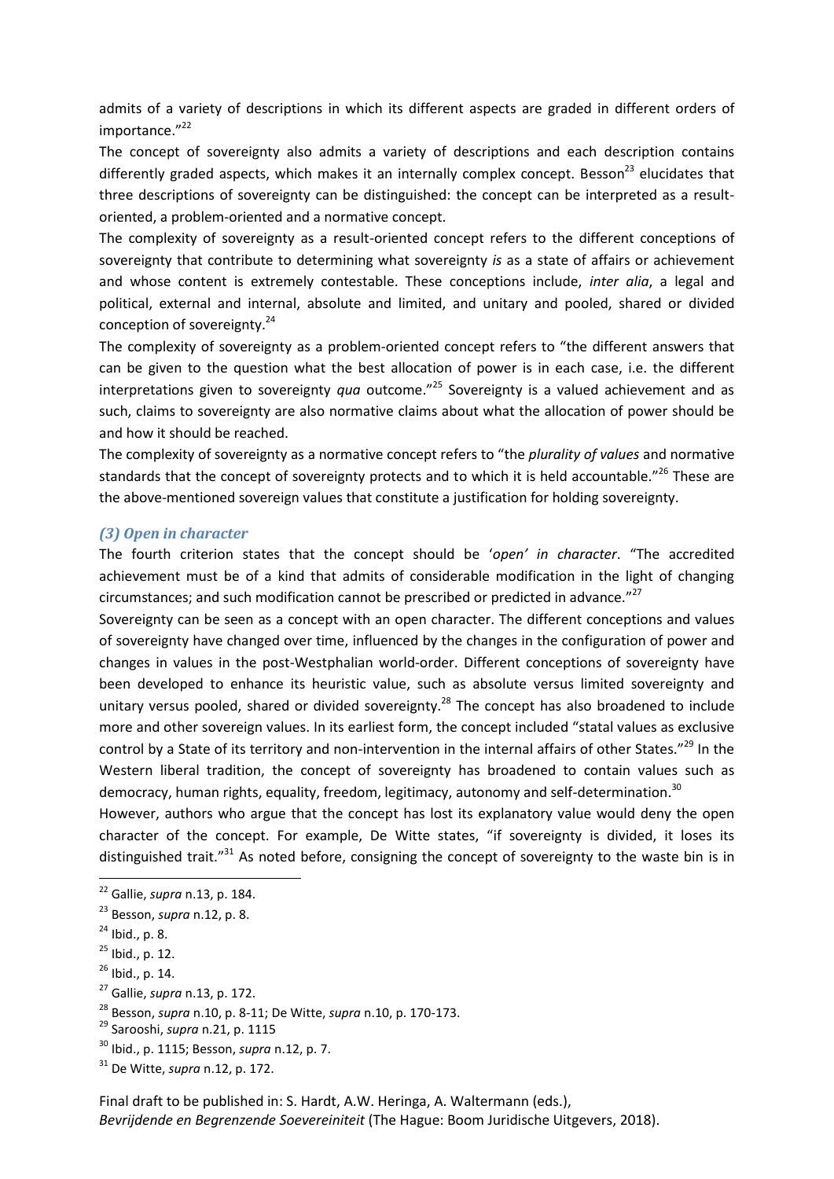admits of a variety of descriptions in which its different aspects are graded in different orders of importance."[22]

The concept of sovereignty also admits a variety of descriptions and each description contains differently graded aspects, which makes it an internally complex concept. Besson[23] elucidates that three descriptions of sovereignty can be distinguished: the concept can be interpreted as a result-oriented, a problem-oriented and a normative concept.

The complexity of sovereignty as a result-oriented concept refers to the different conceptions of sovereignty that contribute to determining what sovereignty *is* as a state of affairs or achievement and whose content is extremely contestable. These conceptions include, *inter alia*, a legal and political, external and internal, absolute and limited, and unitary and pooled, shared or divided conception of sovereignty.[24]

The complexity of sovereignty as a problem-oriented concept refers to "the different answers that can be given to the question what the best allocation of power is in each case, i.e. the different interpretations given to sovereignty *qua* outcome."[25] Sovereignty is a valued achievement and as such, claims to sovereignty are also normative claims about what the allocation of power should be and how it should be reached.

The complexity of sovereignty as a normative concept refers to "the *plurality of values* and normative standards that the concept of sovereignty protects and to which it is held accountable."[26] These are the above-mentioned sovereign values that constitute a justification for holding sovereignty.

### *(3) Open in character*

The fourth criterion states that the concept should be '*open' in character*. "The accredited achievement must be of a kind that admits of considerable modification in the light of changing circumstances; and such modification cannot be prescribed or predicted in advance."[27]

Sovereignty can be seen as a concept with an open character. The different conceptions and values of sovereignty have changed over time, influenced by the changes in the configuration of power and changes in values in the post-Westphalian world-order. Different conceptions of sovereignty have been developed to enhance its heuristic value, such as absolute versus limited sovereignty and unitary versus pooled, shared or divided sovereignty.[28] The concept has also broadened to include more and other sovereign values. In its earliest form, the concept included "statal values as exclusive control by a State of its territory and non-intervention in the internal affairs of other States."[29] In the Western liberal tradition, the concept of sovereignty has broadened to contain values such as democracy, human rights, equality, freedom, legitimacy, autonomy and self-determination.[30]

However, authors who argue that the concept has lost its explanatory value would deny the open character of the concept. For example, De Witte states, "if sovereignty is divided, it loses its distinguished trait."[31] As noted before, consigning the concept of sovereignty to the waste bin is in

---

[22] Gallie, *supra* n.13, p. 184.

[23] Besson, *supra* n.12, p. 8.

[24] Ibid., p. 8.

[25] Ibid., p. 12.

[26] Ibid., p. 14.

[27] Gallie, *supra* n.13, p. 172.

[28] Besson, *supra* n.10, p. 8-11; De Witte, *supra* n.10, p. 170-173.

[29] Sarooshi, *supra* n.21, p. 1115

[30] Ibid., p. 1115; Besson, *supra* n.12, p. 7.

[31] De Witte, *supra* n.12, p. 172.

Final draft to be published in: S. Hardt, A.W. Heringa, A. Waltermann (eds.), *Bevrijdende en Begrenzende Soevereiniteit* (The Hague: Boom Juridische Uitgevers, 2018).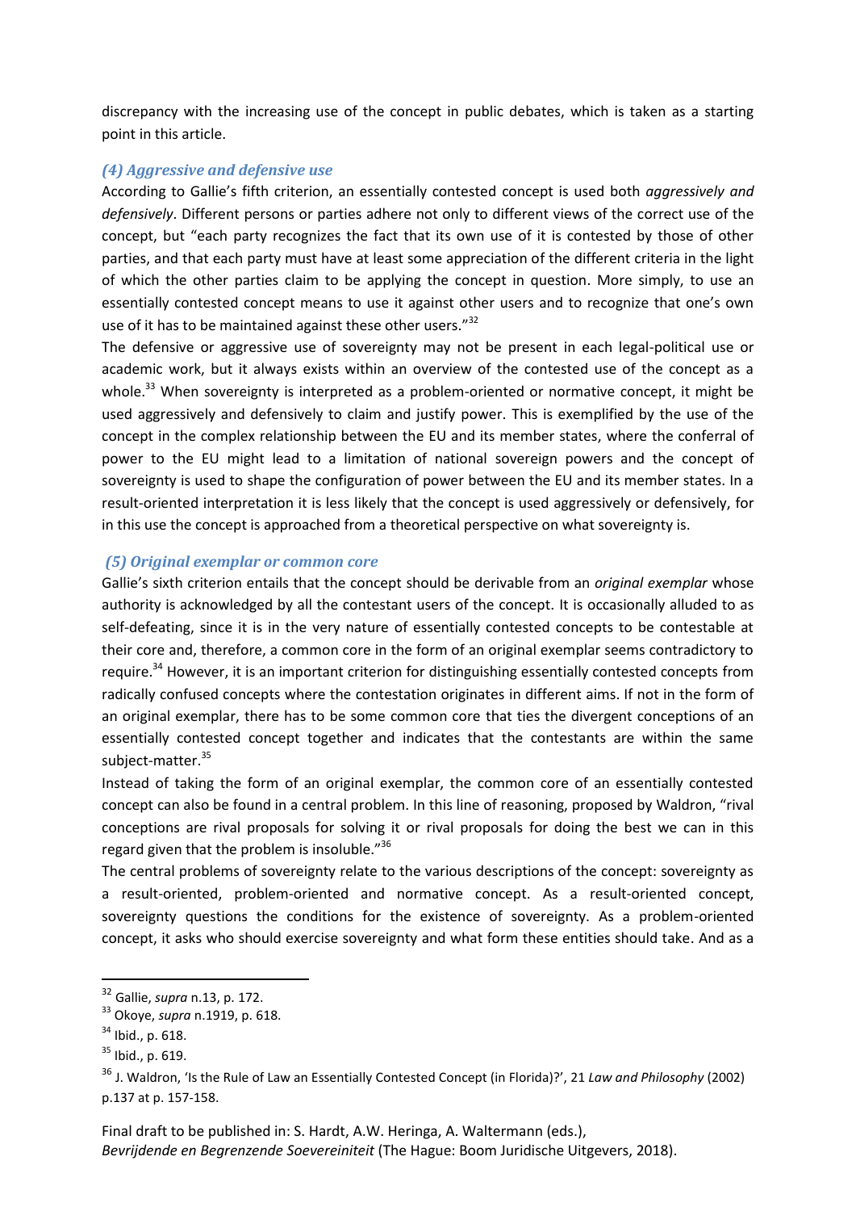discrepancy with the increasing use of the concept in public debates, which is taken as a starting point in this article.

### *(4) Aggressive and defensive use*

According to Gallie's fifth criterion, an essentially contested concept is used both *aggressively and defensively*. Different persons or parties adhere not only to different views of the correct use of the concept, but "each party recognizes the fact that its own use of it is contested by those of other parties, and that each party must have at least some appreciation of the different criteria in the light of which the other parties claim to be applying the concept in question. More simply, to use an essentially contested concept means to use it against other users and to recognize that one's own use of it has to be maintained against these other users."[32]

The defensive or aggressive use of sovereignty may not be present in each legal-political use or academic work, but it always exists within an overview of the contested use of the concept as a whole.[33] When sovereignty is interpreted as a problem-oriented or normative concept, it might be used aggressively and defensively to claim and justify power. This is exemplified by the use of the concept in the complex relationship between the EU and its member states, where the conferral of power to the EU might lead to a limitation of national sovereign powers and the concept of sovereignty is used to shape the configuration of power between the EU and its member states. In a result-oriented interpretation it is less likely that the concept is used aggressively or defensively, for in this use the concept is approached from a theoretical perspective on what sovereignty is.

### *(5) Original exemplar or common core*

Gallie's sixth criterion entails that the concept should be derivable from an *original exemplar* whose authority is acknowledged by all the contestant users of the concept. It is occasionally alluded to as self-defeating, since it is in the very nature of essentially contested concepts to be contestable at their core and, therefore, a common core in the form of an original exemplar seems contradictory to require.[34] However, it is an important criterion for distinguishing essentially contested concepts from radically confused concepts where the contestation originates in different aims. If not in the form of an original exemplar, there has to be some common core that ties the divergent conceptions of an essentially contested concept together and indicates that the contestants are within the same subject-matter.[35]

Instead of taking the form of an original exemplar, the common core of an essentially contested concept can also be found in a central problem. In this line of reasoning, proposed by Waldron, "rival conceptions are rival proposals for solving it or rival proposals for doing the best we can in this regard given that the problem is insoluble."[36]

The central problems of sovereignty relate to the various descriptions of the concept: sovereignty as a result-oriented, problem-oriented and normative concept. As a result-oriented concept, sovereignty questions the conditions for the existence of sovereignty. As a problem-oriented concept, it asks who should exercise sovereignty and what form these entities should take. And as a

---

[32] Gallie, *supra* n.13, p. 172.

[33] Okoye, *supra* n.1919, p. 618.

[34] Ibid., p. 618.

[35] Ibid., p. 619.

[36] J. Waldron, 'Is the Rule of Law an Essentially Contested Concept (in Florida)?', 21 *Law and Philosophy* (2002) p.137 at p. 157-158.

Final draft to be published in: S. Hardt, A.W. Heringa, A. Waltermann (eds.), *Bevrijdende en Begrenzende Soevereiniteit* (The Hague: Boom Juridische Uitgevers, 2018).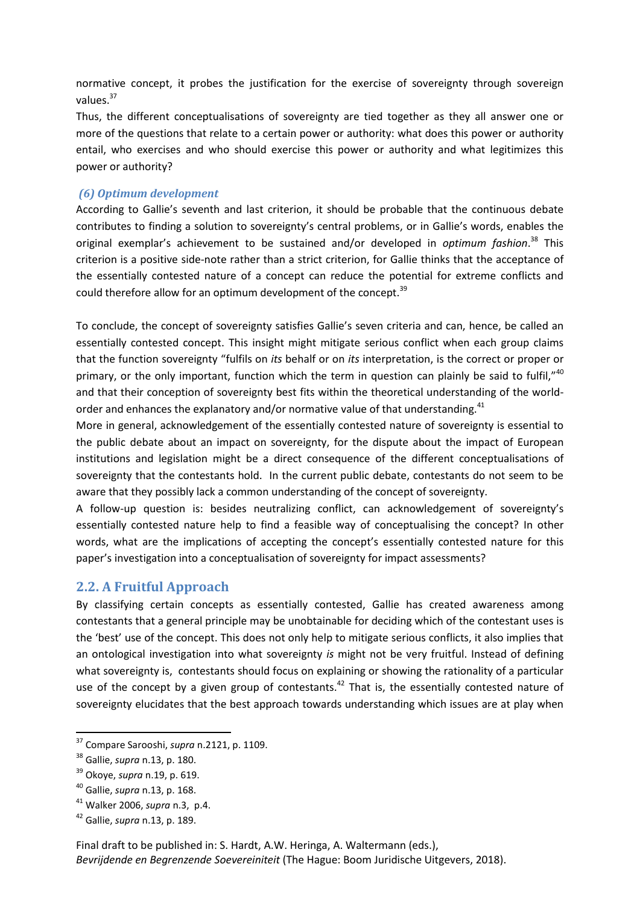normative concept, it probes the justification for the exercise of sovereignty through sovereign values.[37]

Thus, the different conceptualisations of sovereignty are tied together as they all answer one or more of the questions that relate to a certain power or authority: what does this power or authority entail, who exercises and who should exercise this power or authority and what legitimizes this power or authority?

#### *(6) Optimum development*

According to Gallie's seventh and last criterion, it should be probable that the continuous debate contributes to finding a solution to sovereignty's central problems, or in Gallie's words, enables the original exemplar's achievement to be sustained and/or developed in *optimum fashion*.[38] This criterion is a positive side-note rather than a strict criterion, for Gallie thinks that the acceptance of the essentially contested nature of a concept can reduce the potential for extreme conflicts and could therefore allow for an optimum development of the concept.[39]

To conclude, the concept of sovereignty satisfies Gallie's seven criteria and can, hence, be called an essentially contested concept. This insight might mitigate serious conflict when each group claims that the function sovereignty "fulfils on *its* behalf or on *its* interpretation, is the correct or proper or primary, or the only important, function which the term in question can plainly be said to fulfil,"[40] and that their conception of sovereignty best fits within the theoretical understanding of the world-order and enhances the explanatory and/or normative value of that understanding.[41]

More in general, acknowledgement of the essentially contested nature of sovereignty is essential to the public debate about an impact on sovereignty, for the dispute about the impact of European institutions and legislation might be a direct consequence of the different conceptualisations of sovereignty that the contestants hold. In the current public debate, contestants do not seem to be aware that they possibly lack a common understanding of the concept of sovereignty.

A follow-up question is: besides neutralizing conflict, can acknowledgement of sovereignty's essentially contested nature help to find a feasible way of conceptualising the concept? In other words, what are the implications of accepting the concept's essentially contested nature for this paper's investigation into a conceptualisation of sovereignty for impact assessments?

## 2.2. A Fruitful Approach

By classifying certain concepts as essentially contested, Gallie has created awareness among contestants that a general principle may be unobtainable for deciding which of the contestant uses is the 'best' use of the concept. This does not only help to mitigate serious conflicts, it also implies that an ontological investigation into what sovereignty *is* might not be very fruitful. Instead of defining what sovereignty is, contestants should focus on explaining or showing the rationality of a particular use of the concept by a given group of contestants.[42] That is, the essentially contested nature of sovereignty elucidates that the best approach towards understanding which issues are at play when

---

[37] Compare Sarooshi, *supra* n.2121, p. 1109.

[38] Gallie, *supra* n.13, p. 180.

[39] Okoye, *supra* n.19, p. 619.

[40] Gallie, *supra* n.13, p. 168.

[41] Walker 2006, *supra* n.3, p.4.

[42] Gallie, *supra* n.13, p. 189.

Final draft to be published in: S. Hardt, A.W. Heringa, A. Waltermann (eds.), *Bevrijdende en Begrenzende Soevereiniteit* (The Hague: Boom Juridische Uitgevers, 2018).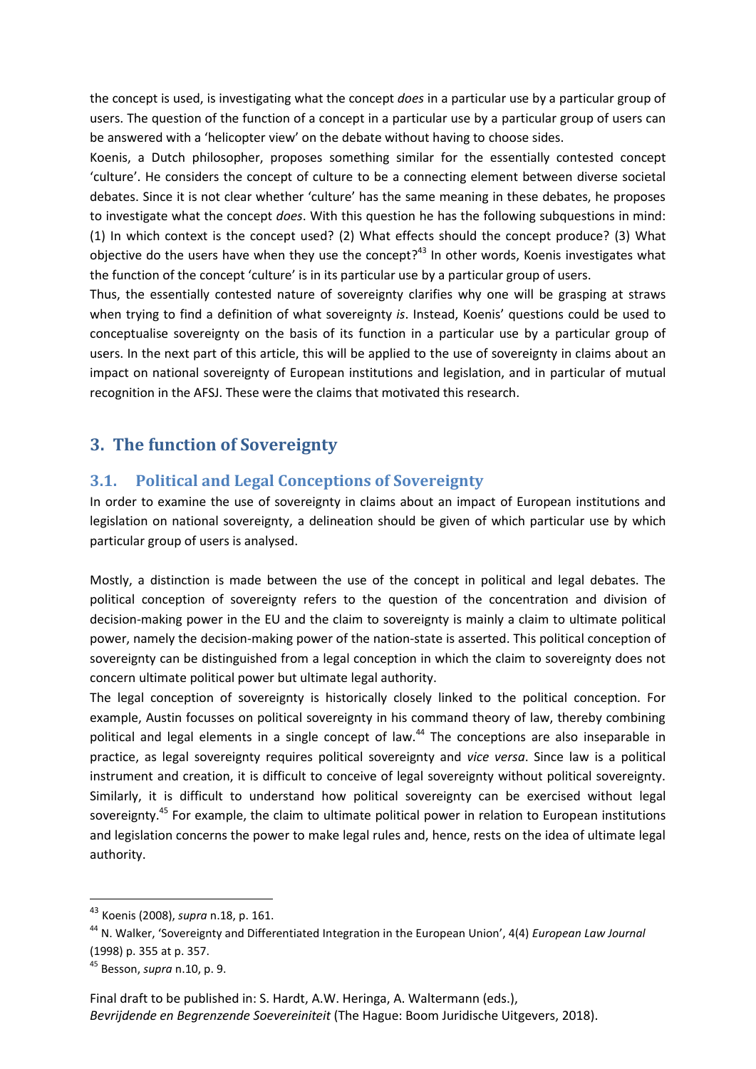the concept is used, is investigating what the concept *does* in a particular use by a particular group of users. The question of the function of a concept in a particular use by a particular group of users can be answered with a 'helicopter view' on the debate without having to choose sides.

Koenis, a Dutch philosopher, proposes something similar for the essentially contested concept 'culture'. He considers the concept of culture to be a connecting element between diverse societal debates. Since it is not clear whether 'culture' has the same meaning in these debates, he proposes to investigate what the concept *does*. With this question he has the following subquestions in mind: (1) In which context is the concept used? (2) What effects should the concept produce? (3) What objective do the users have when they use the concept?[43] In other words, Koenis investigates what the function of the concept 'culture' is in its particular use by a particular group of users.

Thus, the essentially contested nature of sovereignty clarifies why one will be grasping at straws when trying to find a definition of what sovereignty *is*. Instead, Koenis' questions could be used to conceptualise sovereignty on the basis of its function in a particular use by a particular group of users. In the next part of this article, this will be applied to the use of sovereignty in claims about an impact on national sovereignty of European institutions and legislation, and in particular of mutual recognition in the AFSJ. These were the claims that motivated this research.

## 3. The function of Sovereignty

### 3.1. Political and Legal Conceptions of Sovereignty

In order to examine the use of sovereignty in claims about an impact of European institutions and legislation on national sovereignty, a delineation should be given of which particular use by which particular group of users is analysed.

Mostly, a distinction is made between the use of the concept in political and legal debates. The political conception of sovereignty refers to the question of the concentration and division of decision-making power in the EU and the claim to sovereignty is mainly a claim to ultimate political power, namely the decision-making power of the nation-state is asserted. This political conception of sovereignty can be distinguished from a legal conception in which the claim to sovereignty does not concern ultimate political power but ultimate legal authority.

The legal conception of sovereignty is historically closely linked to the political conception. For example, Austin focusses on political sovereignty in his command theory of law, thereby combining political and legal elements in a single concept of law.[44] The conceptions are also inseparable in practice, as legal sovereignty requires political sovereignty and *vice versa*. Since law is a political instrument and creation, it is difficult to conceive of legal sovereignty without political sovereignty. Similarly, it is difficult to understand how political sovereignty can be exercised without legal sovereignty.[45] For example, the claim to ultimate political power in relation to European institutions and legislation concerns the power to make legal rules and, hence, rests on the idea of ultimate legal authority.

---

[43] Koenis (2008), *supra* n.18, p. 161.

[44] N. Walker, 'Sovereignty and Differentiated Integration in the European Union', 4(4) *European Law Journal* (1998) p. 355 at p. 357.

[45] Besson, *supra* n.10, p. 9.

Final draft to be published in: S. Hardt, A.W. Heringa, A. Waltermann (eds.), *Bevrijdende en Begrenzende Soevereiniteit* (The Hague: Boom Juridische Uitgevers, 2018).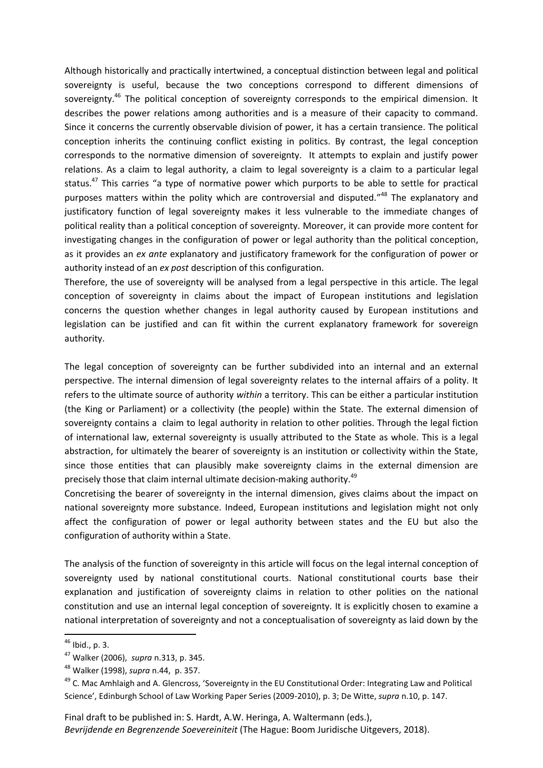Although historically and practically intertwined, a conceptual distinction between legal and political sovereignty is useful, because the two conceptions correspond to different dimensions of sovereignty.[46] The political conception of sovereignty corresponds to the empirical dimension. It describes the power relations among authorities and is a measure of their capacity to command. Since it concerns the currently observable division of power, it has a certain transience. The political conception inherits the continuing conflict existing in politics. By contrast, the legal conception corresponds to the normative dimension of sovereignty. It attempts to explain and justify power relations. As a claim to legal authority, a claim to legal sovereignty is a claim to a particular legal status.[47] This carries "a type of normative power which purports to be able to settle for practical purposes matters within the polity which are controversial and disputed."[48] The explanatory and justificatory function of legal sovereignty makes it less vulnerable to the immediate changes of political reality than a political conception of sovereignty. Moreover, it can provide more content for investigating changes in the configuration of power or legal authority than the political conception, as it provides an *ex ante* explanatory and justificatory framework for the configuration of power or authority instead of an *ex post* description of this configuration.

Therefore, the use of sovereignty will be analysed from a legal perspective in this article. The legal conception of sovereignty in claims about the impact of European institutions and legislation concerns the question whether changes in legal authority caused by European institutions and legislation can be justified and can fit within the current explanatory framework for sovereign authority.

The legal conception of sovereignty can be further subdivided into an internal and an external perspective. The internal dimension of legal sovereignty relates to the internal affairs of a polity. It refers to the ultimate source of authority *within* a territory. This can be either a particular institution (the King or Parliament) or a collectivity (the people) within the State. The external dimension of sovereignty contains a claim to legal authority in relation to other polities. Through the legal fiction of international law, external sovereignty is usually attributed to the State as whole. This is a legal abstraction, for ultimately the bearer of sovereignty is an institution or collectivity within the State, since those entities that can plausibly make sovereignty claims in the external dimension are precisely those that claim internal ultimate decision-making authority.[49]

Concretising the bearer of sovereignty in the internal dimension, gives claims about the impact on national sovereignty more substance. Indeed, European institutions and legislation might not only affect the configuration of power or legal authority between states and the EU but also the configuration of authority within a State.

The analysis of the function of sovereignty in this article will focus on the legal internal conception of sovereignty used by national constitutional courts. National constitutional courts base their explanation and justification of sovereignty claims in relation to other polities on the national constitution and use an internal legal conception of sovereignty. It is explicitly chosen to examine a national interpretation of sovereignty and not a conceptualisation of sovereignty as laid down by the

---

[46] Ibid., p. 3.

[47] Walker (2006), *supra* n.313, p. 345.

[48] Walker (1998), *supra* n.44, p. 357.

[49] C. Mac Amhlaigh and A. Glencross, 'Sovereignty in the EU Constitutional Order: Integrating Law and Political Science', Edinburgh School of Law Working Paper Series (2009-2010), p. 3; De Witte, *supra* n.10, p. 147.

Final draft to be published in: S. Hardt, A.W. Heringa, A. Waltermann (eds.), *Bevrijdende en Begrenzende Soevereiniteit* (The Hague: Boom Juridische Uitgevers, 2018).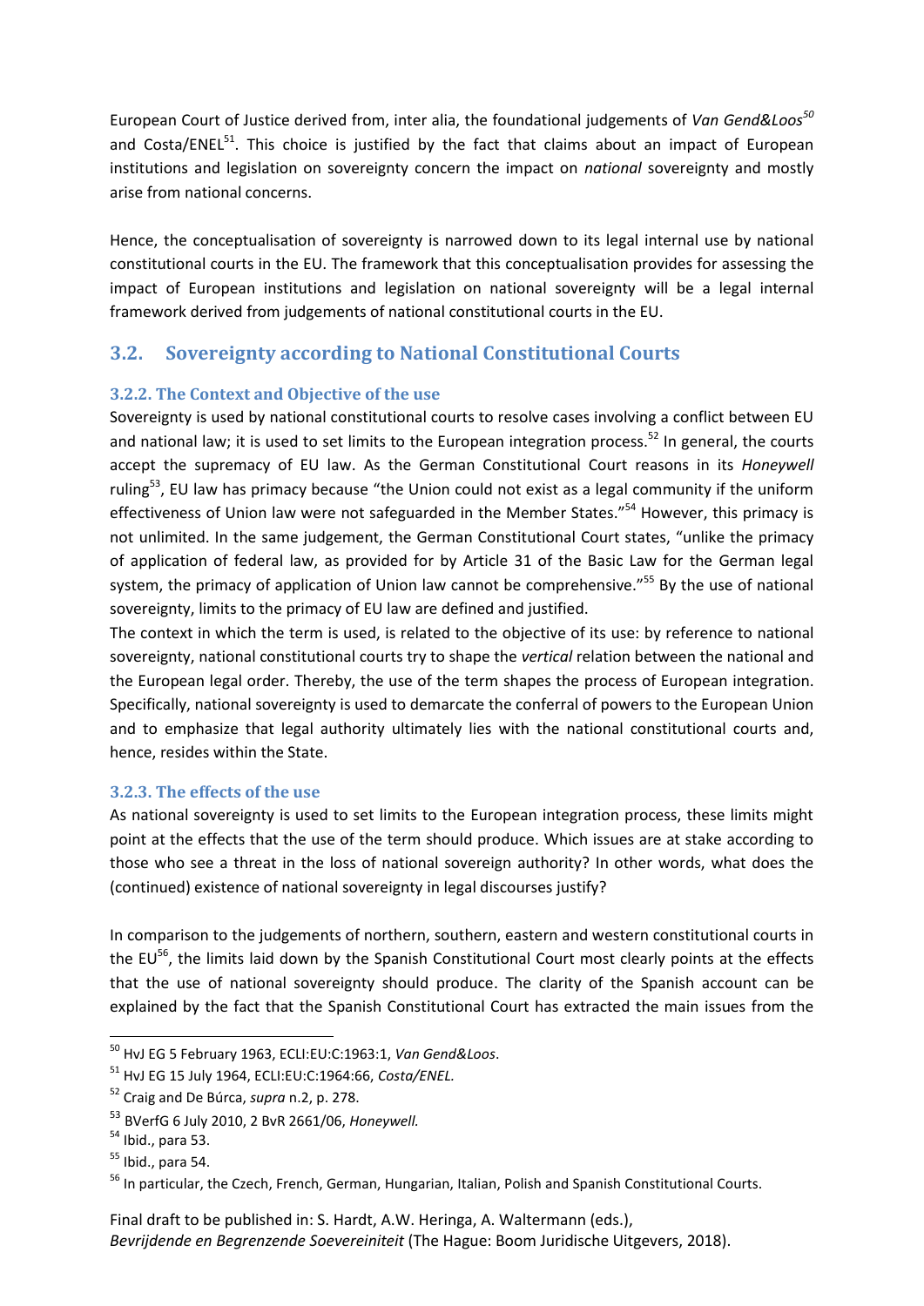European Court of Justice derived from, inter alia, the foundational judgements of *Van Gend&Loos*[50] and Costa/ENEL[51]. This choice is justified by the fact that claims about an impact of European institutions and legislation on sovereignty concern the impact on *national* sovereignty and mostly arise from national concerns.

Hence, the conceptualisation of sovereignty is narrowed down to its legal internal use by national constitutional courts in the EU. The framework that this conceptualisation provides for assessing the impact of European institutions and legislation on national sovereignty will be a legal internal framework derived from judgements of national constitutional courts in the EU.

## 3.2. Sovereignty according to National Constitutional Courts

### 3.2.2. The Context and Objective of the use

Sovereignty is used by national constitutional courts to resolve cases involving a conflict between EU and national law; it is used to set limits to the European integration process.[52] In general, the courts accept the supremacy of EU law. As the German Constitutional Court reasons in its *Honeywell* ruling[53], EU law has primacy because "the Union could not exist as a legal community if the uniform effectiveness of Union law were not safeguarded in the Member States."[54] However, this primacy is not unlimited. In the same judgement, the German Constitutional Court states, "unlike the primacy of application of federal law, as provided for by Article 31 of the Basic Law for the German legal system, the primacy of application of Union law cannot be comprehensive."[55] By the use of national sovereignty, limits to the primacy of EU law are defined and justified.

The context in which the term is used, is related to the objective of its use: by reference to national sovereignty, national constitutional courts try to shape the *vertical* relation between the national and the European legal order. Thereby, the use of the term shapes the process of European integration. Specifically, national sovereignty is used to demarcate the conferral of powers to the European Union and to emphasize that legal authority ultimately lies with the national constitutional courts and, hence, resides within the State.

### 3.2.3. The effects of the use

As national sovereignty is used to set limits to the European integration process, these limits might point at the effects that the use of the term should produce. Which issues are at stake according to those who see a threat in the loss of national sovereign authority? In other words, what does the (continued) existence of national sovereignty in legal discourses justify?

In comparison to the judgements of northern, southern, eastern and western constitutional courts in the EU[56], the limits laid down by the Spanish Constitutional Court most clearly points at the effects that the use of national sovereignty should produce. The clarity of the Spanish account can be explained by the fact that the Spanish Constitutional Court has extracted the main issues from the

---

[50] HvJ EG 5 February 1963, ECLI:EU:C:1963:1, *Van Gend&Loos*.

[51] HvJ EG 15 July 1964, ECLI:EU:C:1964:66, *Costa/ENEL.*

[52] Craig and De Búrca, *supra* n.2, p. 278.

[53] BVerfG 6 July 2010, 2 BvR 2661/06, *Honeywell.*

[54] Ibid., para 53.

[55] Ibid., para 54.

[56] In particular, the Czech, French, German, Hungarian, Italian, Polish and Spanish Constitutional Courts.

Final draft to be published in: S. Hardt, A.W. Heringa, A. Waltermann (eds.), *Bevrijdende en Begrenzende Soevereiniteit* (The Hague: Boom Juridische Uitgevers, 2018).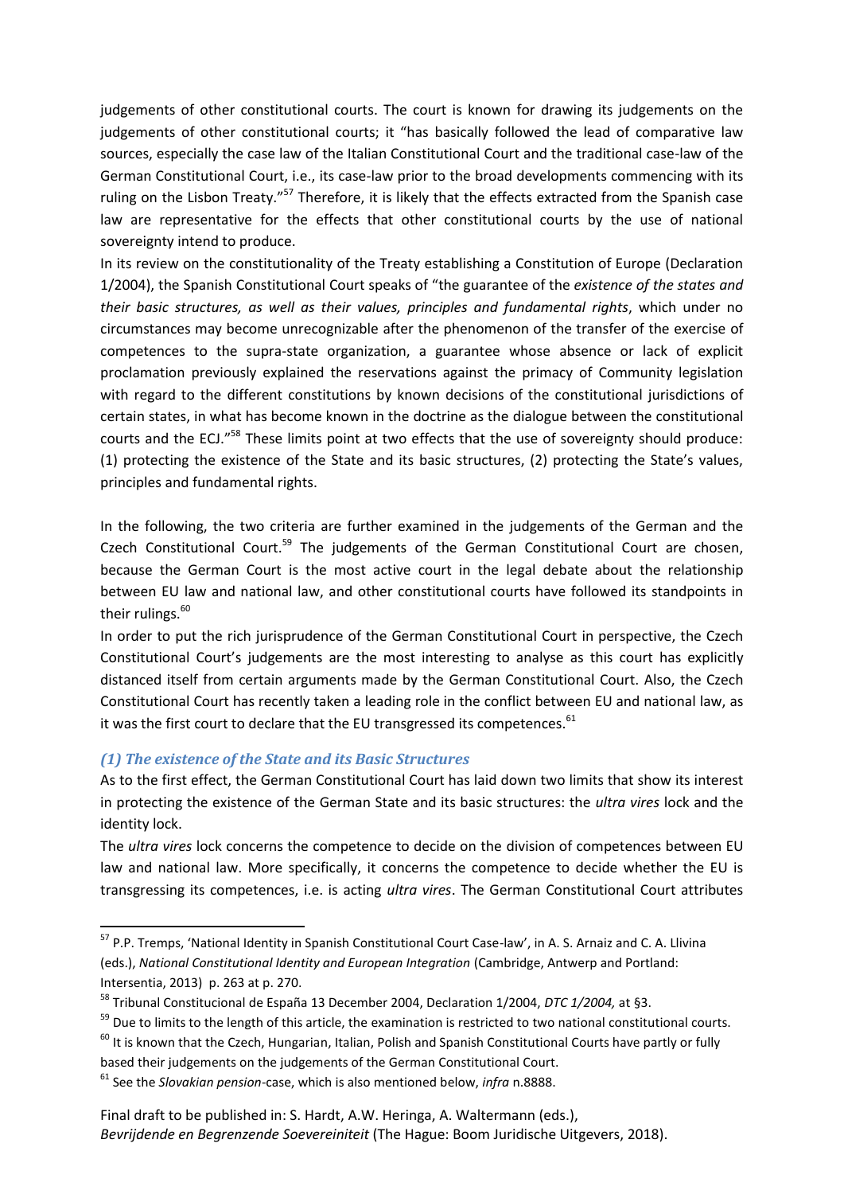judgements of other constitutional courts. The court is known for drawing its judgements on the judgements of other constitutional courts; it "has basically followed the lead of comparative law sources, especially the case law of the Italian Constitutional Court and the traditional case-law of the German Constitutional Court, i.e., its case-law prior to the broad developments commencing with its ruling on the Lisbon Treaty."[57] Therefore, it is likely that the effects extracted from the Spanish case law are representative for the effects that other constitutional courts by the use of national sovereignty intend to produce.

In its review on the constitutionality of the Treaty establishing a Constitution of Europe (Declaration 1/2004), the Spanish Constitutional Court speaks of "the guarantee of the *existence of the states and their basic structures, as well as their values, principles and fundamental rights*, which under no circumstances may become unrecognizable after the phenomenon of the transfer of the exercise of competences to the supra-state organization, a guarantee whose absence or lack of explicit proclamation previously explained the reservations against the primacy of Community legislation with regard to the different constitutions by known decisions of the constitutional jurisdictions of certain states, in what has become known in the doctrine as the dialogue between the constitutional courts and the ECJ."[58] These limits point at two effects that the use of sovereignty should produce: (1) protecting the existence of the State and its basic structures, (2) protecting the State's values, principles and fundamental rights.

In the following, the two criteria are further examined in the judgements of the German and the Czech Constitutional Court.[59] The judgements of the German Constitutional Court are chosen, because the German Court is the most active court in the legal debate about the relationship between EU law and national law, and other constitutional courts have followed its standpoints in their rulings.[60]

In order to put the rich jurisprudence of the German Constitutional Court in perspective, the Czech Constitutional Court's judgements are the most interesting to analyse as this court has explicitly distanced itself from certain arguments made by the German Constitutional Court. Also, the Czech Constitutional Court has recently taken a leading role in the conflict between EU and national law, as it was the first court to declare that the EU transgressed its competences.[61]

### *(1) The existence of the State and its Basic Structures*

As to the first effect, the German Constitutional Court has laid down two limits that show its interest in protecting the existence of the German State and its basic structures: the *ultra vires* lock and the identity lock.

The *ultra vires* lock concerns the competence to decide on the division of competences between EU law and national law. More specifically, it concerns the competence to decide whether the EU is transgressing its competences, i.e. is acting *ultra vires*. The German Constitutional Court attributes

---

[57] P.P. Tremps, 'National Identity in Spanish Constitutional Court Case-law', in A. S. Arnaiz and C. A. Llivina (eds.), *National Constitutional Identity and European Integration* (Cambridge, Antwerp and Portland: Intersentia, 2013) p. 263 at p. 270.

[58] Tribunal Constitucional de España 13 December 2004, Declaration 1/2004, *DTC 1/2004,* at §3.

[59] Due to limits to the length of this article, the examination is restricted to two national constitutional courts.

[60] It is known that the Czech, Hungarian, Italian, Polish and Spanish Constitutional Courts have partly or fully based their judgements on the judgements of the German Constitutional Court.

[61] See the *Slovakian pension*-case, which is also mentioned below, *infra* n.8888.

Final draft to be published in: S. Hardt, A.W. Heringa, A. Waltermann (eds.), *Bevrijdende en Begrenzende Soevereiniteit* (The Hague: Boom Juridische Uitgevers, 2018).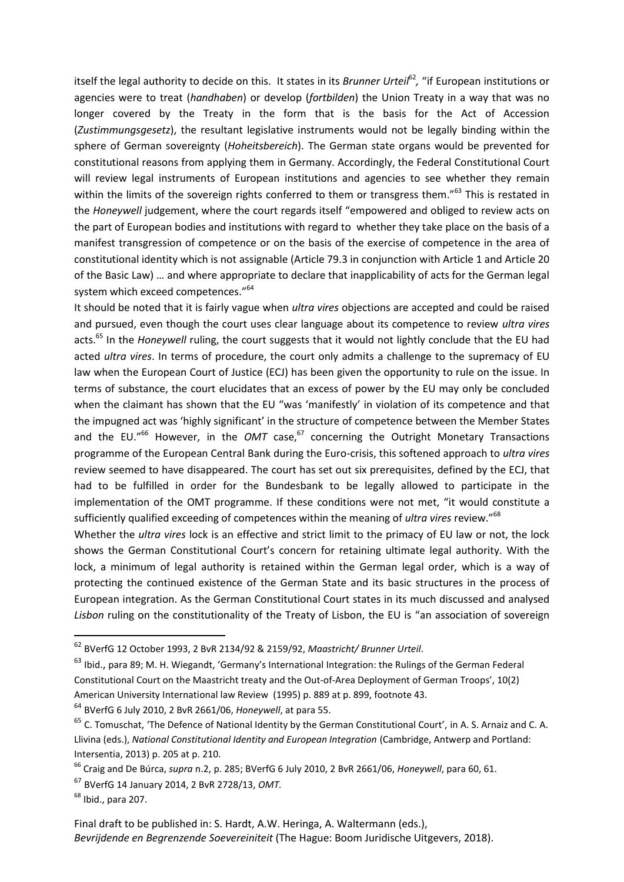itself the legal authority to decide on this. It states in its *Brunner Urteil*[62], "if European institutions or agencies were to treat (*handhaben*) or develop (*fortbilden*) the Union Treaty in a way that was no longer covered by the Treaty in the form that is the basis for the Act of Accession (*Zustimmungsgesetz*), the resultant legislative instruments would not be legally binding within the sphere of German sovereignty (*Hoheitsbereich*). The German state organs would be prevented for constitutional reasons from applying them in Germany. Accordingly, the Federal Constitutional Court will review legal instruments of European institutions and agencies to see whether they remain within the limits of the sovereign rights conferred to them or transgress them."[63] This is restated in the *Honeywell* judgement, where the court regards itself "empowered and obliged to review acts on the part of European bodies and institutions with regard to whether they take place on the basis of a manifest transgression of competence or on the basis of the exercise of competence in the area of constitutional identity which is not assignable (Article 79.3 in conjunction with Article 1 and Article 20 of the Basic Law) … and where appropriate to declare that inapplicability of acts for the German legal system which exceed competences."[64]

It should be noted that it is fairly vague when *ultra vires* objections are accepted and could be raised and pursued, even though the court uses clear language about its competence to review *ultra vires* acts.[65] In the *Honeywell* ruling, the court suggests that it would not lightly conclude that the EU had acted *ultra vires*. In terms of procedure, the court only admits a challenge to the supremacy of EU law when the European Court of Justice (ECJ) has been given the opportunity to rule on the issue. In terms of substance, the court elucidates that an excess of power by the EU may only be concluded when the claimant has shown that the EU "was 'manifestly' in violation of its competence and that the impugned act was 'highly significant' in the structure of competence between the Member States and the EU."[66] However, in the *OMT* case,[67] concerning the Outright Monetary Transactions programme of the European Central Bank during the Euro-crisis, this softened approach to *ultra vires* review seemed to have disappeared. The court has set out six prerequisites, defined by the ECJ, that had to be fulfilled in order for the Bundesbank to be legally allowed to participate in the implementation of the OMT programme. If these conditions were not met, "it would constitute a sufficiently qualified exceeding of competences within the meaning of *ultra vires* review."[68]

Whether the *ultra vires* lock is an effective and strict limit to the primacy of EU law or not, the lock shows the German Constitutional Court's concern for retaining ultimate legal authority. With the lock, a minimum of legal authority is retained within the German legal order, which is a way of protecting the continued existence of the German State and its basic structures in the process of European integration. As the German Constitutional Court states in its much discussed and analysed *Lisbon* ruling on the constitutionality of the Treaty of Lisbon, the EU is "an association of sovereign

---

[62] BVerfG 12 October 1993, 2 BvR 2134/92 & 2159/92, *Maastricht/ Brunner Urteil*.

[63] Ibid., para 89; M. H. Wiegandt, 'Germany's International Integration: the Rulings of the German Federal Constitutional Court on the Maastricht treaty and the Out-of-Area Deployment of German Troops', 10(2) American University International law Review (1995) p. 889 at p. 899, footnote 43.

[64] BVerfG 6 July 2010, 2 BvR 2661/06, *Honeywell*, at para 55.

[65] C. Tomuschat, 'The Defence of National Identity by the German Constitutional Court', in A. S. Arnaiz and C. A. Llivina (eds.), *National Constitutional Identity and European Integration* (Cambridge, Antwerp and Portland: Intersentia, 2013) p. 205 at p. 210.

[66] Craig and De Búrca, *supra* n.2, p. 285; BVerfG 6 July 2010, 2 BvR 2661/06, *Honeywell*, para 60, 61.

[67] BVerfG 14 January 2014, 2 BvR 2728/13, *OMT*.

[68] Ibid., para 207.

Final draft to be published in: S. Hardt, A.W. Heringa, A. Waltermann (eds.), *Bevrijdende en Begrenzende Soevereiniteit* (The Hague: Boom Juridische Uitgevers, 2018).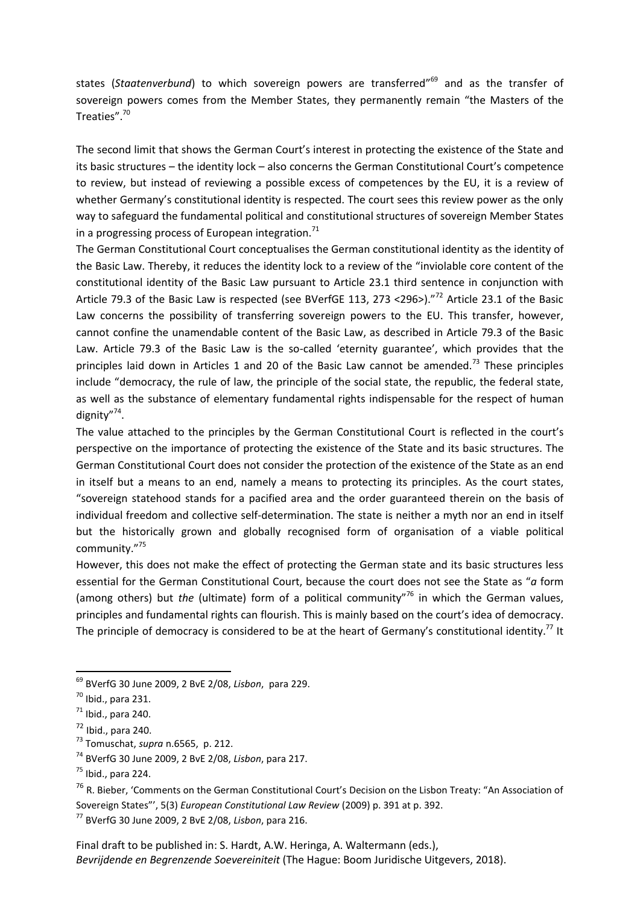states (*Staatenverbund*) to which sovereign powers are transferred"[69] and as the transfer of sovereign powers comes from the Member States, they permanently remain "the Masters of the Treaties".[70]

The second limit that shows the German Court's interest in protecting the existence of the State and its basic structures – the identity lock – also concerns the German Constitutional Court's competence to review, but instead of reviewing a possible excess of competences by the EU, it is a review of whether Germany's constitutional identity is respected. The court sees this review power as the only way to safeguard the fundamental political and constitutional structures of sovereign Member States in a progressing process of European integration.[71]

The German Constitutional Court conceptualises the German constitutional identity as the identity of the Basic Law. Thereby, it reduces the identity lock to a review of the "inviolable core content of the constitutional identity of the Basic Law pursuant to Article 23.1 third sentence in conjunction with Article 79.3 of the Basic Law is respected (see BVerfGE 113, 273 <296>)."[72] Article 23.1 of the Basic Law concerns the possibility of transferring sovereign powers to the EU. This transfer, however, cannot confine the unamendable content of the Basic Law, as described in Article 79.3 of the Basic Law. Article 79.3 of the Basic Law is the so-called 'eternity guarantee', which provides that the principles laid down in Articles 1 and 20 of the Basic Law cannot be amended.[73] These principles include "democracy, the rule of law, the principle of the social state, the republic, the federal state, as well as the substance of elementary fundamental rights indispensable for the respect of human dignity"[74].

The value attached to the principles by the German Constitutional Court is reflected in the court's perspective on the importance of protecting the existence of the State and its basic structures. The German Constitutional Court does not consider the protection of the existence of the State as an end in itself but a means to an end, namely a means to protecting its principles. As the court states, "sovereign statehood stands for a pacified area and the order guaranteed therein on the basis of individual freedom and collective self-determination. The state is neither a myth nor an end in itself but the historically grown and globally recognised form of organisation of a viable political community."[75]

However, this does not make the effect of protecting the German state and its basic structures less essential for the German Constitutional Court, because the court does not see the State as "*a* form (among others) but *the* (ultimate) form of a political community"[76] in which the German values, principles and fundamental rights can flourish. This is mainly based on the court's idea of democracy. The principle of democracy is considered to be at the heart of Germany's constitutional identity.[77] It

---

[69] BVerfG 30 June 2009, 2 BvE 2/08, *Lisbon*, para 229.

[70] Ibid., para 231.

[71] Ibid., para 240.

[72] Ibid., para 240.

[73] Tomuschat, *supra* n.6565, p. 212.

[74] BVerfG 30 June 2009, 2 BvE 2/08, *Lisbon*, para 217.

[75] Ibid., para 224.

[76] R. Bieber, 'Comments on the German Constitutional Court's Decision on the Lisbon Treaty: "An Association of Sovereign States"', 5(3) *European Constitutional Law Review* (2009) p. 391 at p. 392.

[77] BVerfG 30 June 2009, 2 BvE 2/08, *Lisbon*, para 216.

Final draft to be published in: S. Hardt, A.W. Heringa, A. Waltermann (eds.), *Bevrijdende en Begrenzende Soevereiniteit* (The Hague: Boom Juridische Uitgevers, 2018).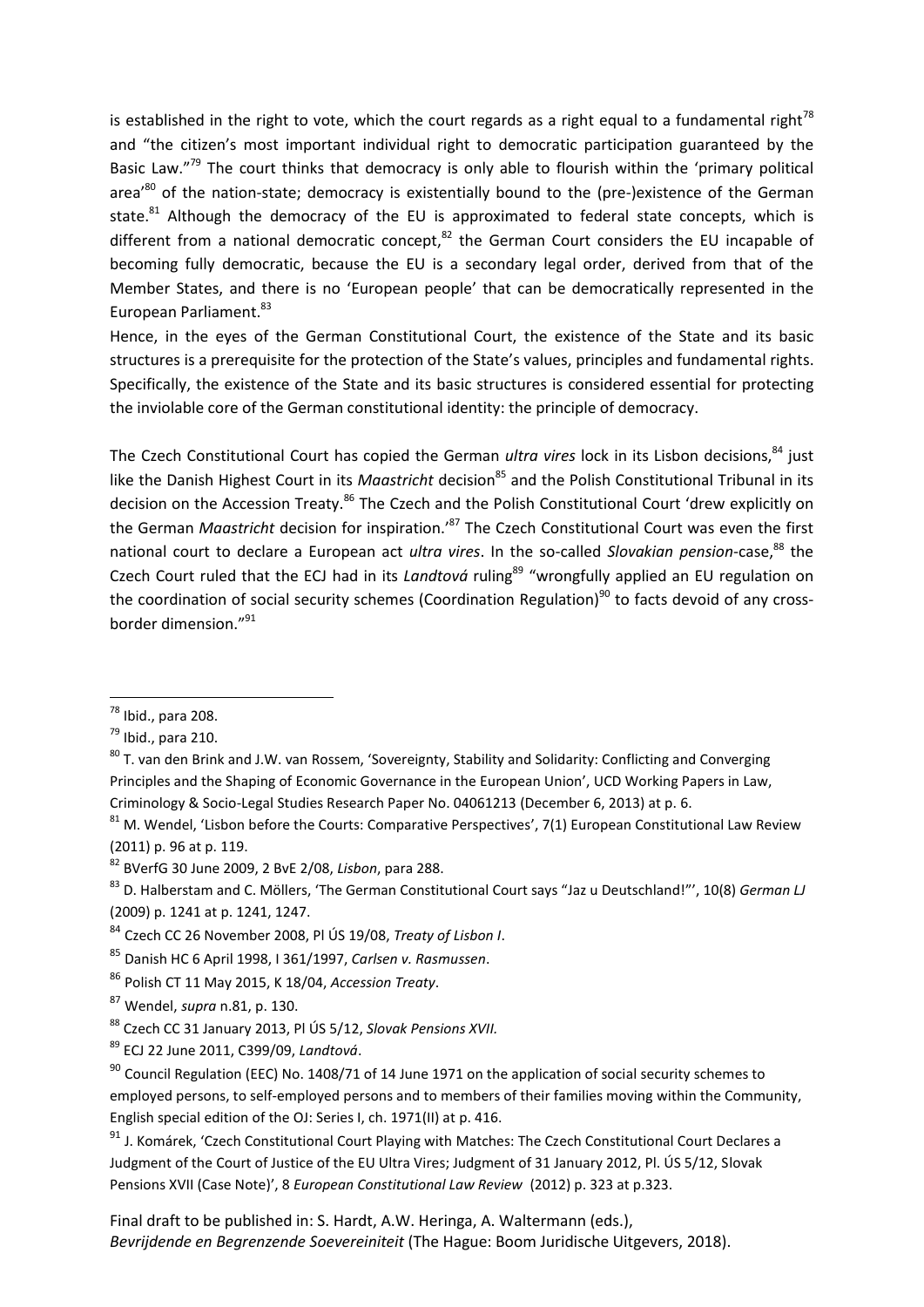is established in the right to vote, which the court regards as a right equal to a fundamental right[78] and "the citizen's most important individual right to democratic participation guaranteed by the Basic Law."[79] The court thinks that democracy is only able to flourish within the 'primary political area'[80] of the nation-state; democracy is existentially bound to the (pre-)existence of the German state.[81] Although the democracy of the EU is approximated to federal state concepts, which is different from a national democratic concept,[82] the German Court considers the EU incapable of becoming fully democratic, because the EU is a secondary legal order, derived from that of the Member States, and there is no 'European people' that can be democratically represented in the European Parliament.[83]

Hence, in the eyes of the German Constitutional Court, the existence of the State and its basic structures is a prerequisite for the protection of the State's values, principles and fundamental rights. Specifically, the existence of the State and its basic structures is considered essential for protecting the inviolable core of the German constitutional identity: the principle of democracy.

The Czech Constitutional Court has copied the German *ultra vires* lock in its Lisbon decisions,[84] just like the Danish Highest Court in its *Maastricht* decision[85] and the Polish Constitutional Tribunal in its decision on the Accession Treaty.[86] The Czech and the Polish Constitutional Court 'drew explicitly on the German *Maastricht* decision for inspiration.'[87] The Czech Constitutional Court was even the first national court to declare a European act *ultra vires*. In the so-called *Slovakian pension*-case,[88] the Czech Court ruled that the ECJ had in its *Landtová* ruling[89] "wrongfully applied an EU regulation on the coordination of social security schemes (Coordination Regulation)[90] to facts devoid of any cross-border dimension."[91]

---

[78] Ibid., para 208.

[79] Ibid., para 210.

[80] T. van den Brink and J.W. van Rossem, 'Sovereignty, Stability and Solidarity: Conflicting and Converging Principles and the Shaping of Economic Governance in the European Union', UCD Working Papers in Law, Criminology & Socio-Legal Studies Research Paper No. 04061213 (December 6, 2013) at p. 6.

[81] M. Wendel, 'Lisbon before the Courts: Comparative Perspectives', 7(1) European Constitutional Law Review (2011) p. 96 at p. 119.

[82] BVerfG 30 June 2009, 2 BvE 2/08, *Lisbon*, para 288.

[83] D. Halberstam and C. Möllers, 'The German Constitutional Court says "Jaz u Deutschland!"', 10(8) *German LJ* (2009) p. 1241 at p. 1241, 1247.

[84] Czech CC 26 November 2008, Pl ÚS 19/08, *Treaty of Lisbon I*.

[85] Danish HC 6 April 1998, I 361/1997, *Carlsen v. Rasmussen*.

[86] Polish CT 11 May 2015, K 18/04, *Accession Treaty*.

[87] Wendel, *supra* n.81, p. 130.

[88] Czech CC 31 January 2013, Pl ÚS 5/12, *Slovak Pensions XVII.*

[89] ECJ 22 June 2011, C399/09, *Landtová*.

[90] Council Regulation (EEC) No. 1408/71 of 14 June 1971 on the application of social security schemes to employed persons, to self-employed persons and to members of their families moving within the Community, English special edition of the OJ: Series I, ch. 1971(II) at p. 416.

[91] J. Komárek, 'Czech Constitutional Court Playing with Matches: The Czech Constitutional Court Declares a Judgment of the Court of Justice of the EU Ultra Vires; Judgment of 31 January 2012, Pl. ÚS 5/12, Slovak Pensions XVII (Case Note)', 8 *European Constitutional Law Review* (2012) p. 323 at p.323.

Final draft to be published in: S. Hardt, A.W. Heringa, A. Waltermann (eds.), *Bevrijdende en Begrenzende Soevereiniteit* (The Hague: Boom Juridische Uitgevers, 2018).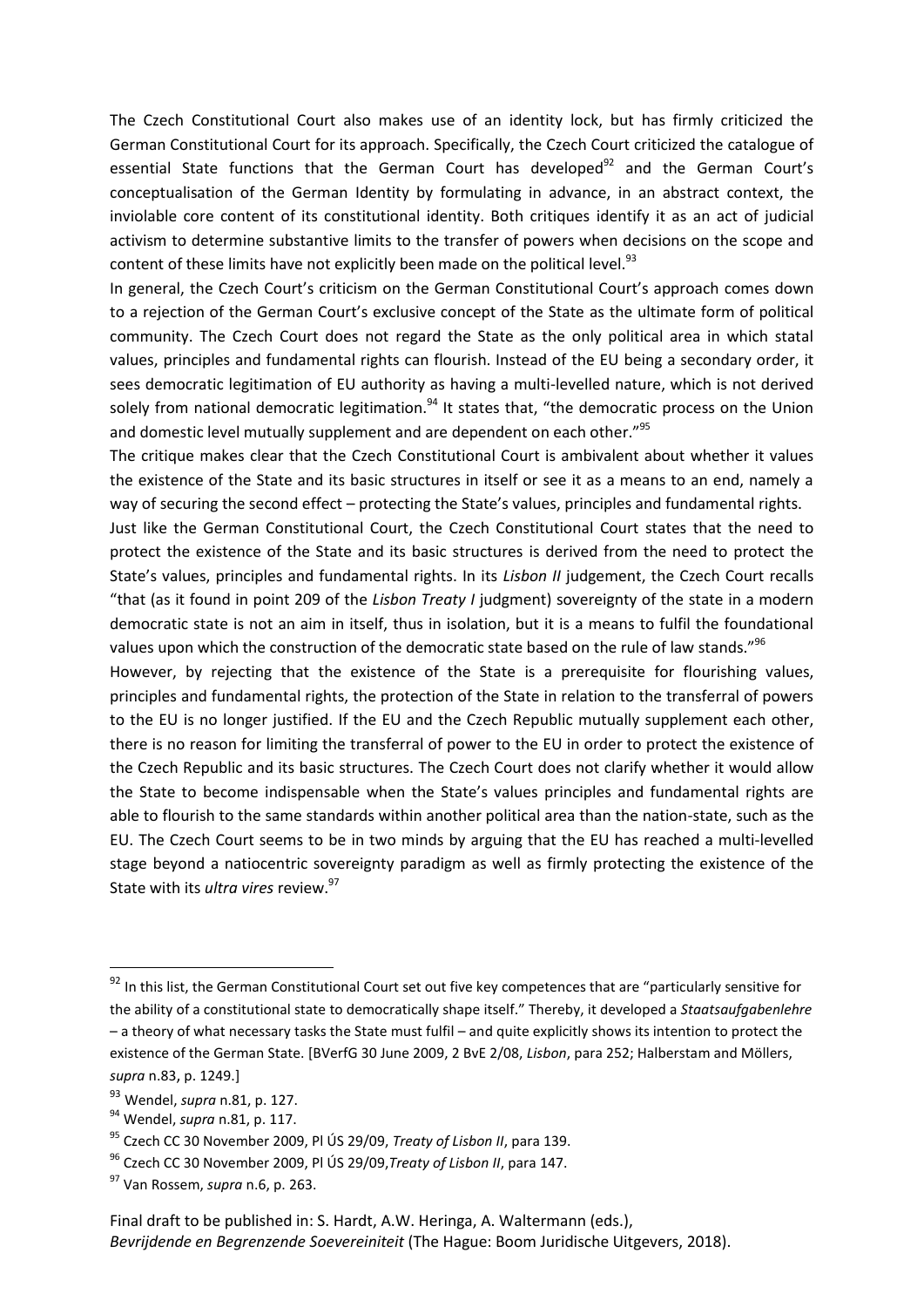The Czech Constitutional Court also makes use of an identity lock, but has firmly criticized the German Constitutional Court for its approach. Specifically, the Czech Court criticized the catalogue of essential State functions that the German Court has developed[92] and the German Court's conceptualisation of the German Identity by formulating in advance, in an abstract context, the inviolable core content of its constitutional identity. Both critiques identify it as an act of judicial activism to determine substantive limits to the transfer of powers when decisions on the scope and content of these limits have not explicitly been made on the political level.[93]

In general, the Czech Court's criticism on the German Constitutional Court's approach comes down to a rejection of the German Court's exclusive concept of the State as the ultimate form of political community. The Czech Court does not regard the State as the only political area in which statal values, principles and fundamental rights can flourish. Instead of the EU being a secondary order, it sees democratic legitimation of EU authority as having a multi-levelled nature, which is not derived solely from national democratic legitimation.[94] It states that, "the democratic process on the Union and domestic level mutually supplement and are dependent on each other."[95]

The critique makes clear that the Czech Constitutional Court is ambivalent about whether it values the existence of the State and its basic structures in itself or see it as a means to an end, namely a way of securing the second effect – protecting the State's values, principles and fundamental rights.

Just like the German Constitutional Court, the Czech Constitutional Court states that the need to protect the existence of the State and its basic structures is derived from the need to protect the State's values, principles and fundamental rights. In its *Lisbon II* judgement, the Czech Court recalls "that (as it found in point 209 of the *Lisbon Treaty I* judgment) sovereignty of the state in a modern democratic state is not an aim in itself, thus in isolation, but it is a means to fulfil the foundational values upon which the construction of the democratic state based on the rule of law stands."[96]

However, by rejecting that the existence of the State is a prerequisite for flourishing values, principles and fundamental rights, the protection of the State in relation to the transferral of powers to the EU is no longer justified. If the EU and the Czech Republic mutually supplement each other, there is no reason for limiting the transferral of power to the EU in order to protect the existence of the Czech Republic and its basic structures. The Czech Court does not clarify whether it would allow the State to become indispensable when the State's values principles and fundamental rights are able to flourish to the same standards within another political area than the nation-state, such as the EU. The Czech Court seems to be in two minds by arguing that the EU has reached a multi-levelled stage beyond a natiocentric sovereignty paradigm as well as firmly protecting the existence of the State with its *ultra vires* review.[97]

---

[92] In this list, the German Constitutional Court set out five key competences that are "particularly sensitive for the ability of a constitutional state to democratically shape itself." Thereby, it developed a *Staatsaufgabenlehre* – a theory of what necessary tasks the State must fulfil – and quite explicitly shows its intention to protect the existence of the German State. [BVerfG 30 June 2009, 2 BvE 2/08, *Lisbon*, para 252; Halberstam and Möllers, *supra* n.83, p. 1249.]

[93] Wendel, *supra* n.81, p. 127.

[94] Wendel, *supra* n.81, p. 117.

[95] Czech CC 30 November 2009, Pl ÚS 29/09, *Treaty of Lisbon II*, para 139.

[96] Czech CC 30 November 2009, Pl ÚS 29/09,*Treaty of Lisbon II*, para 147.

[97] Van Rossem, *supra* n.6, p. 263.

Final draft to be published in: S. Hardt, A.W. Heringa, A. Waltermann (eds.), *Bevrijdende en Begrenzende Soevereiniteit* (The Hague: Boom Juridische Uitgevers, 2018).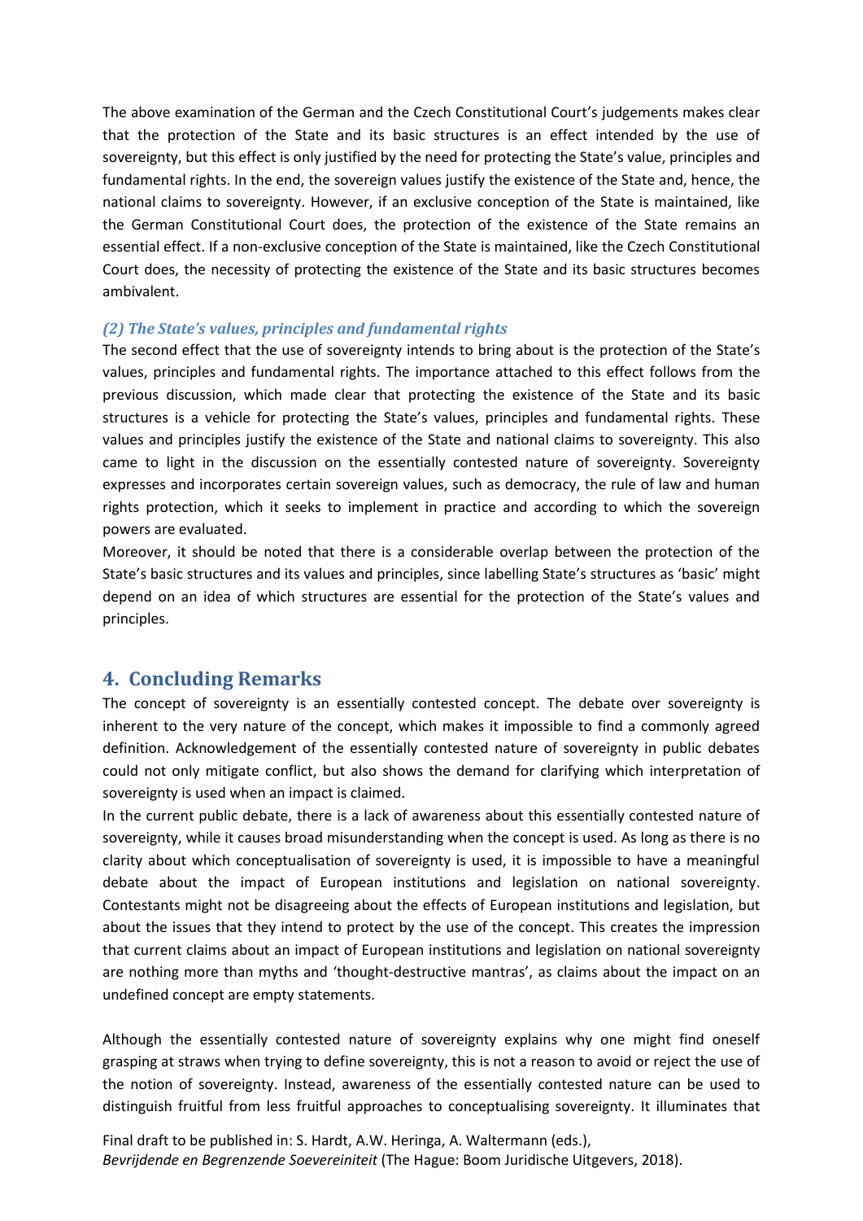The above examination of the German and the Czech Constitutional Court's judgements makes clear that the protection of the State and its basic structures is an effect intended by the use of sovereignty, but this effect is only justified by the need for protecting the State's value, principles and fundamental rights. In the end, the sovereign values justify the existence of the State and, hence, the national claims to sovereignty. However, if an exclusive conception of the State is maintained, like the German Constitutional Court does, the protection of the existence of the State remains an essential effect. If a non-exclusive conception of the State is maintained, like the Czech Constitutional Court does, the necessity of protecting the existence of the State and its basic structures becomes ambivalent.

### *(2) The State's values, principles and fundamental rights*

The second effect that the use of sovereignty intends to bring about is the protection of the State's values, principles and fundamental rights. The importance attached to this effect follows from the previous discussion, which made clear that protecting the existence of the State and its basic structures is a vehicle for protecting the State's values, principles and fundamental rights. These values and principles justify the existence of the State and national claims to sovereignty. This also came to light in the discussion on the essentially contested nature of sovereignty. Sovereignty expresses and incorporates certain sovereign values, such as democracy, the rule of law and human rights protection, which it seeks to implement in practice and according to which the sovereign powers are evaluated.

Moreover, it should be noted that there is a considerable overlap between the protection of the State's basic structures and its values and principles, since labelling State's structures as 'basic' might depend on an idea of which structures are essential for the protection of the State's values and principles.

## 4. Concluding Remarks

The concept of sovereignty is an essentially contested concept. The debate over sovereignty is inherent to the very nature of the concept, which makes it impossible to find a commonly agreed definition. Acknowledgement of the essentially contested nature of sovereignty in public debates could not only mitigate conflict, but also shows the demand for clarifying which interpretation of sovereignty is used when an impact is claimed.

In the current public debate, there is a lack of awareness about this essentially contested nature of sovereignty, while it causes broad misunderstanding when the concept is used. As long as there is no clarity about which conceptualisation of sovereignty is used, it is impossible to have a meaningful debate about the impact of European institutions and legislation on national sovereignty. Contestants might not be disagreeing about the effects of European institutions and legislation, but about the issues that they intend to protect by the use of the concept. This creates the impression that current claims about an impact of European institutions and legislation on national sovereignty are nothing more than myths and 'thought-destructive mantras', as claims about the impact on an undefined concept are empty statements.

Although the essentially contested nature of sovereignty explains why one might find oneself grasping at straws when trying to define sovereignty, this is not a reason to avoid or reject the use of the notion of sovereignty. Instead, awareness of the essentially contested nature can be used to distinguish fruitful from less fruitful approaches to conceptualising sovereignty. It illuminates that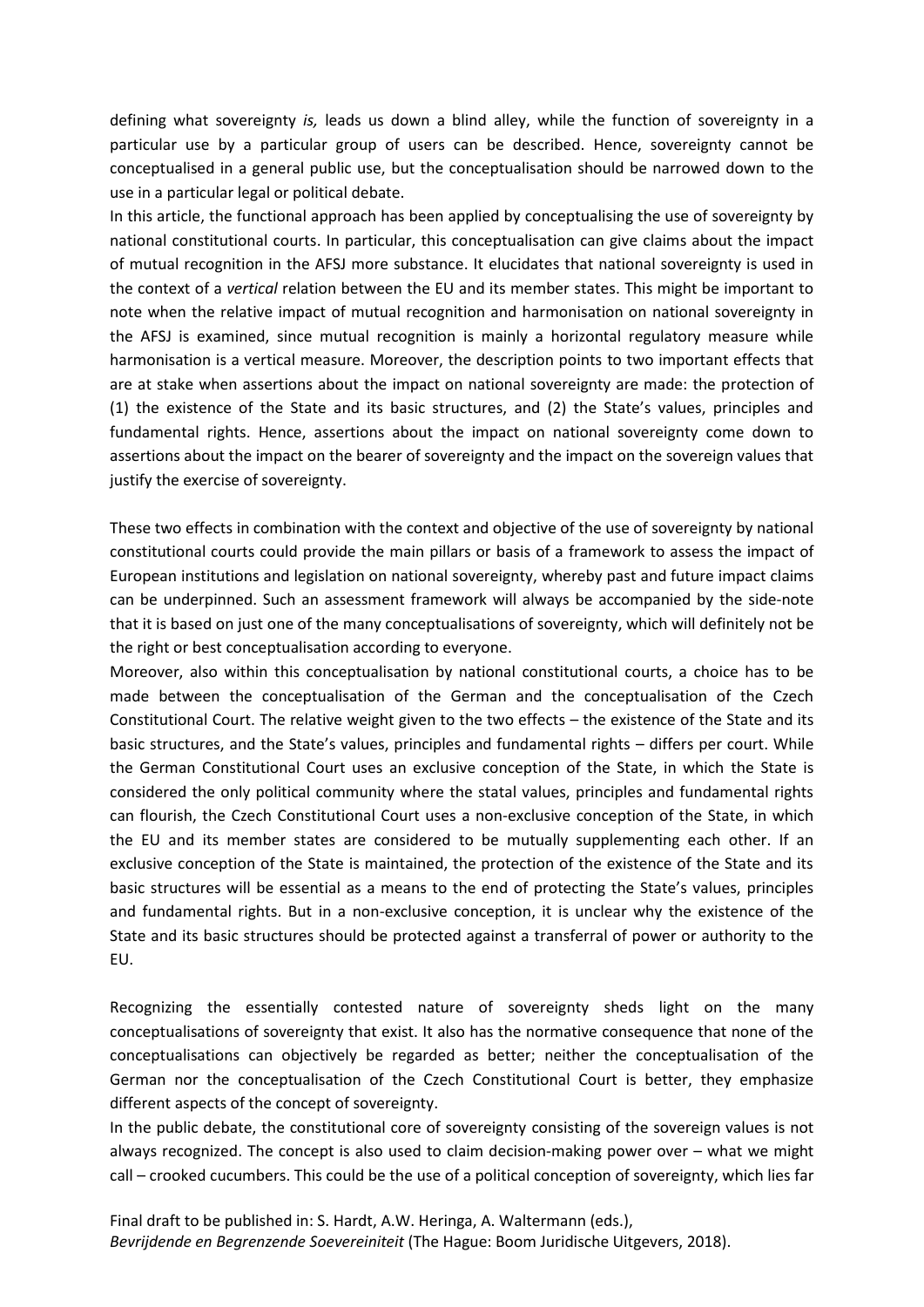defining what sovereignty *is,* leads us down a blind alley, while the function of sovereignty in a particular use by a particular group of users can be described. Hence, sovereignty cannot be conceptualised in a general public use, but the conceptualisation should be narrowed down to the use in a particular legal or political debate.

In this article, the functional approach has been applied by conceptualising the use of sovereignty by national constitutional courts. In particular, this conceptualisation can give claims about the impact of mutual recognition in the AFSJ more substance. It elucidates that national sovereignty is used in the context of a *vertical* relation between the EU and its member states. This might be important to note when the relative impact of mutual recognition and harmonisation on national sovereignty in the AFSJ is examined, since mutual recognition is mainly a horizontal regulatory measure while harmonisation is a vertical measure. Moreover, the description points to two important effects that are at stake when assertions about the impact on national sovereignty are made: the protection of (1) the existence of the State and its basic structures, and (2) the State's values, principles and fundamental rights. Hence, assertions about the impact on national sovereignty come down to assertions about the impact on the bearer of sovereignty and the impact on the sovereign values that justify the exercise of sovereignty.

These two effects in combination with the context and objective of the use of sovereignty by national constitutional courts could provide the main pillars or basis of a framework to assess the impact of European institutions and legislation on national sovereignty, whereby past and future impact claims can be underpinned. Such an assessment framework will always be accompanied by the side-note that it is based on just one of the many conceptualisations of sovereignty, which will definitely not be the right or best conceptualisation according to everyone.

Moreover, also within this conceptualisation by national constitutional courts, a choice has to be made between the conceptualisation of the German and the conceptualisation of the Czech Constitutional Court. The relative weight given to the two effects – the existence of the State and its basic structures, and the State's values, principles and fundamental rights – differs per court. While the German Constitutional Court uses an exclusive conception of the State, in which the State is considered the only political community where the statal values, principles and fundamental rights can flourish, the Czech Constitutional Court uses a non-exclusive conception of the State, in which the EU and its member states are considered to be mutually supplementing each other. If an exclusive conception of the State is maintained, the protection of the existence of the State and its basic structures will be essential as a means to the end of protecting the State's values, principles and fundamental rights. But in a non-exclusive conception, it is unclear why the existence of the State and its basic structures should be protected against a transferral of power or authority to the EU.

Recognizing the essentially contested nature of sovereignty sheds light on the many conceptualisations of sovereignty that exist. It also has the normative consequence that none of the conceptualisations can objectively be regarded as better; neither the conceptualisation of the German nor the conceptualisation of the Czech Constitutional Court is better, they emphasize different aspects of the concept of sovereignty.

In the public debate, the constitutional core of sovereignty consisting of the sovereign values is not always recognized. The concept is also used to claim decision-making power over – what we might call – crooked cucumbers. This could be the use of a political conception of sovereignty, which lies far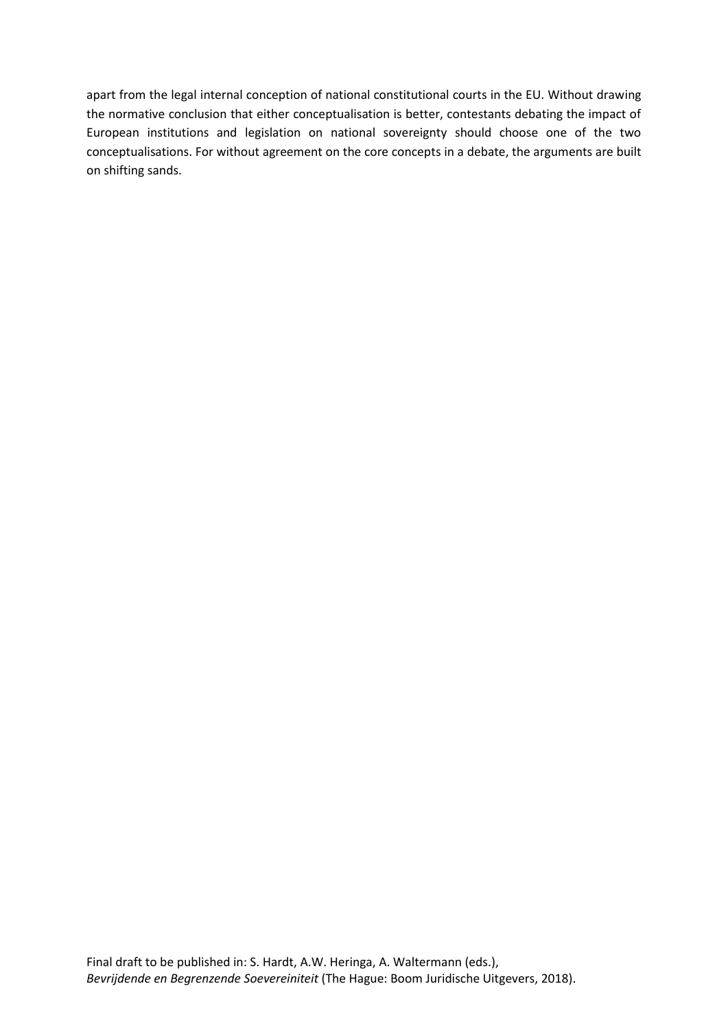apart from the legal internal conception of national constitutional courts in the EU. Without drawing the normative conclusion that either conceptualisation is better, contestants debating the impact of European institutions and legislation on national sovereignty should choose one of the two conceptualisations. For without agreement on the core concepts in a debate, the arguments are built on shifting sands.